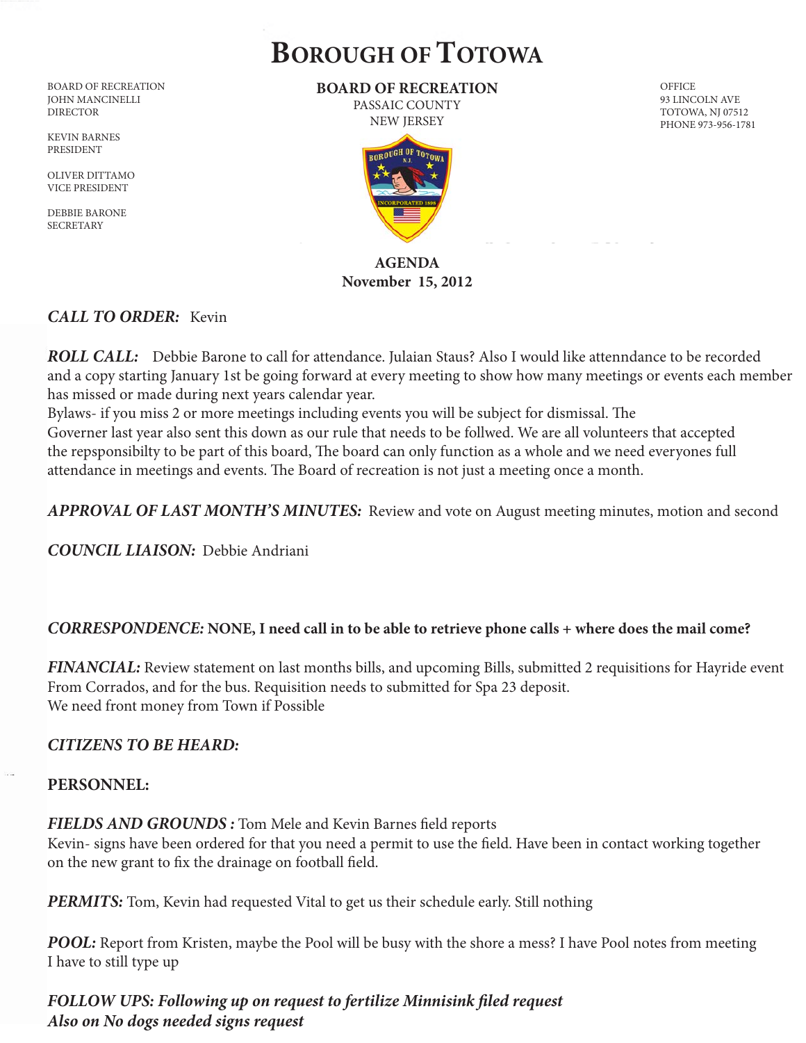# Borough of Totowa

BOARD OF RECREATION
JOHN MANCINELLI
DIRECTOR

KEVIN BARNES
PRESIDENT

OLIVER DITTAMO
VICE PRESIDENT

DEBBIE BARONE
SECRETARY

**BOARD OF RECREATION**
PASSAIC COUNTY
NEW JERSEY

OFFICE
93 LINCOLN AVE
TOTOWA, NJ 07512
PHONE 973-956-1781

**AGENDA**
**November 15, 2012**

***CALL TO ORDER:*** Kevin

***ROLL CALL:*** Debbie Barone to call for attendance. Julaian Staus? Also I would like attenndance to be recorded and a copy starting January 1st be going forward at every meeting to show how many meetings or events each member has missed or made during next years calendar year.
Bylaws- if you miss 2 or more meetings including events you will be subject for dismissal. The Governer last year also sent this down as our rule that needs to be follwed. We are all volunteers that accepted the repsponsibilty to be part of this board, The board can only function as a whole and we need everyones full attendance in meetings and events. The Board of recreation is not just a meeting once a month.

***APPROVAL OF LAST MONTH'S MINUTES:*** Review and vote on August meeting minutes, motion and second

***COUNCIL LIAISON:*** Debbie Andriani

***CORRESPONDENCE:*** **NONE, I need call in to be able to retrieve phone calls + where does the mail come?**

***FINANCIAL:*** Review statement on last months bills, and upcoming Bills, submitted 2 requisitions for Hayride event From Corrados, and for the bus. Requisition needs to submitted for Spa 23 deposit.
We need front money from Town if Possible

***CITIZENS TO BE HEARD:***

**PERSONNEL:**

***FIELDS AND GROUNDS :*** Tom Mele and Kevin Barnes field reports
Kevin- signs have been ordered for that you need a permit to use the field. Have been in contact working together on the new grant to fix the drainage on football field.

***PERMITS:*** Tom, Kevin had requested Vital to get us their schedule early. Still nothing

***POOL:*** Report from Kristen, maybe the Pool will be busy with the shore a mess? I have Pool notes from meeting I have to still type up

***FOLLOW UPS: Following up on request to fertilize Minnisink filed request***
***Also on No dogs needed signs request***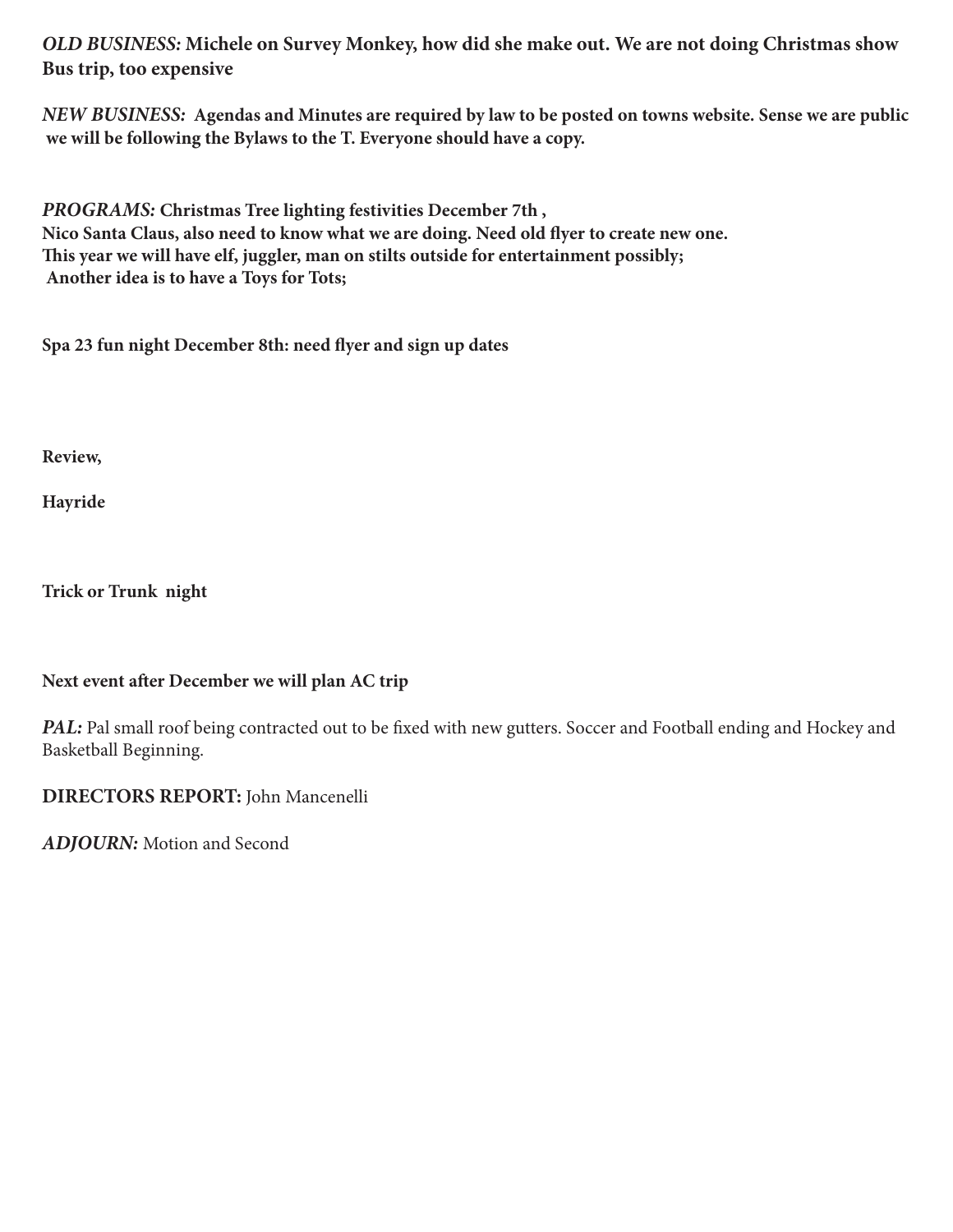***OLD BUSINESS:*** **Michele on Survey Monkey, how did she make out. We are not doing Christmas show Bus trip, too expensive**

***NEW BUSINESS:*** **Agendas and Minutes are required by law to be posted on towns website. Sense we are public we will be following the Bylaws to the T. Everyone should have a copy.**

***PROGRAMS:*** **Christmas Tree lighting festivities December 7th ,**
**Nico Santa Claus, also need to know what we are doing. Need old flyer to create new one.**
**This year we will have elf, juggler, man on stilts outside for entertainment possibly;**
**Another idea is to have a Toys for Tots;**

**Spa 23 fun night December 8th: need flyer and sign up dates**

**Review,**

**Hayride**

**Trick or Trunk night**

**Next event after December we will plan AC trip**

***PAL:*** Pal small roof being contracted out to be fixed with new gutters. Soccer and Football ending and Hockey and Basketball Beginning.

**DIRECTORS REPORT:** John Mancenelli

***ADJOURN:*** Motion and Second